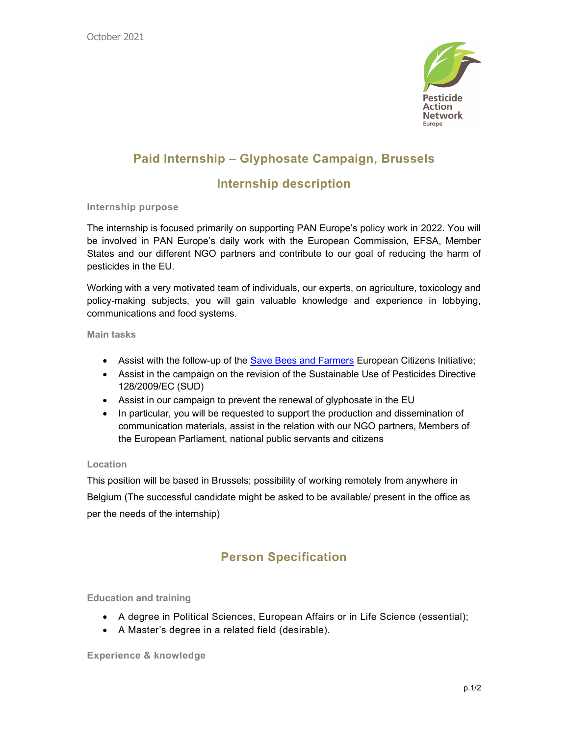October 2021

# Paid Internship – Glyphosate Campaign, Brussels

## Internship description

### Internship purpose

The internship is focused primarily on supporting PAN Europe's policy work in 2022. You will be involved in PAN Europe's daily work with the European Commission, EFSA, Member States and our different NGO partners and contribute to our goal of reducing the harm of pesticides in the EU.

Working with a very motivated team of individuals, our experts, on agriculture, toxicology and policy-making subjects, you will gain valuable knowledge and experience in lobbying, communications and food systems.

### Main tasks

- Assist with the follow-up of the Save Bees and Farmers European Citizens Initiative;
- Assist in the campaign on the revision of the Sustainable Use of Pesticides Directive 128/2009/EC (SUD)
- Assist in our campaign to prevent the renewal of glyphosate in the EU
- In particular, you will be requested to support the production and dissemination of communication materials, assist in the relation with our NGO partners, Members of the European Parliament, national public servants and citizens

### Location

This position will be based in Brussels; possibility of working remotely from anywhere in Belgium (The successful candidate might be asked to be available/ present in the office as per the needs of the internship)

## Person Specification

### Education and training

- A degree in Political Sciences, European Affairs or in Life Science (essential);
- A Master's degree in a related field (desirable).

### Experience & knowledge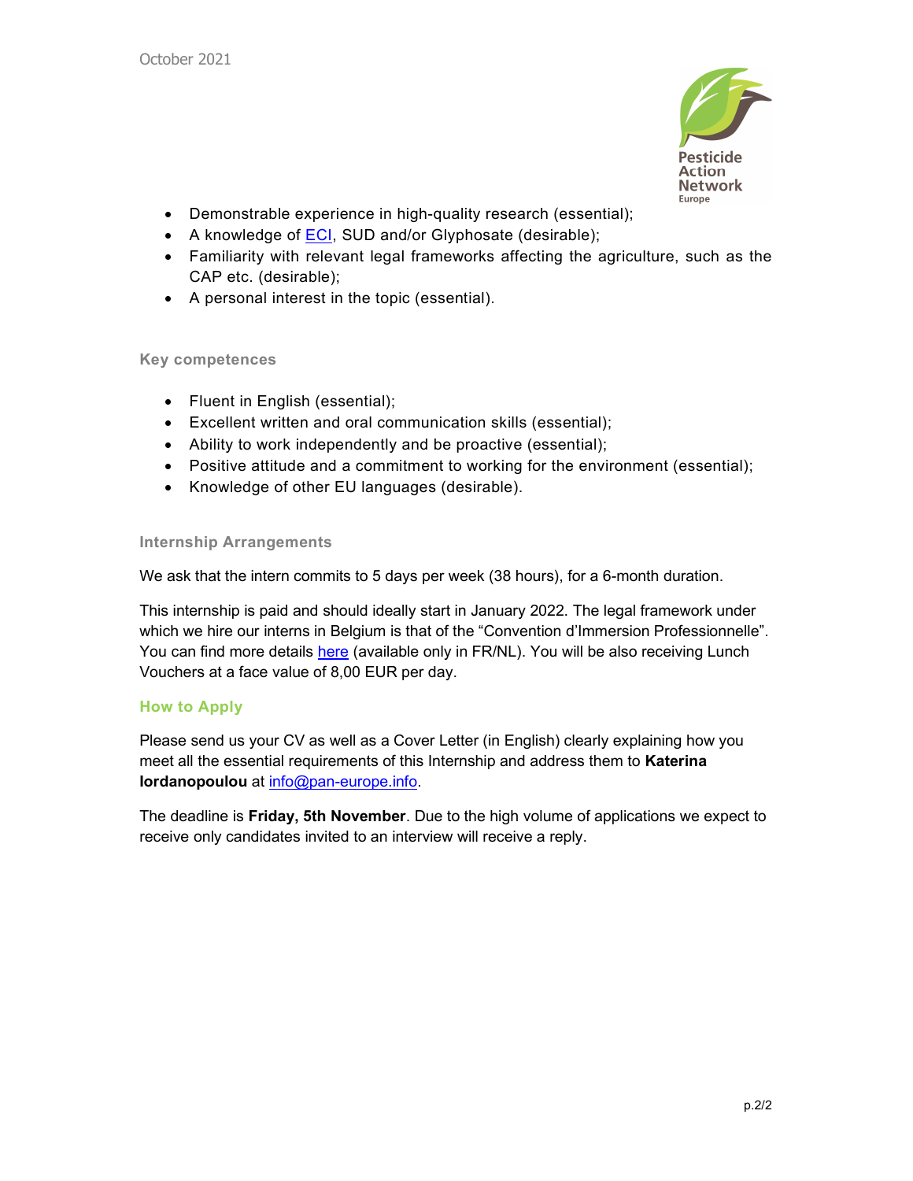- Demonstrable experience in high-quality research (essential);
- A knowledge of [ECI](), SUD and/or Glyphosate (desirable);
- Familiarity with relevant legal frameworks affecting the agriculture, such as the CAP etc. (desirable);
- A personal interest in the topic (essential).

### Key competences

- Fluent in English (essential);
- Excellent written and oral communication skills (essential);
- Ability to work independently and be proactive (essential);
- Positive attitude and a commitment to working for the environment (essential);
- Knowledge of other EU languages (desirable).

### Internship Arrangements

We ask that the intern commits to 5 days per week (38 hours), for a 6-month duration.

This internship is paid and should ideally start in January 2022. The legal framework under which we hire our interns in Belgium is that of the "Convention d'Immersion Professionnelle". You can find more details here (available only in FR/NL). You will be also receiving Lunch Vouchers at a face value of 8,00 EUR per day.

### How to Apply

Please send us your CV as well as a Cover Letter (in English) clearly explaining how you meet all the essential requirements of this Internship and address them to **Katerina Iordanopoulou** at info@pan-europe.info.

The deadline is **Friday, 5th November**. Due to the high volume of applications we expect to receive only candidates invited to an interview will receive a reply.